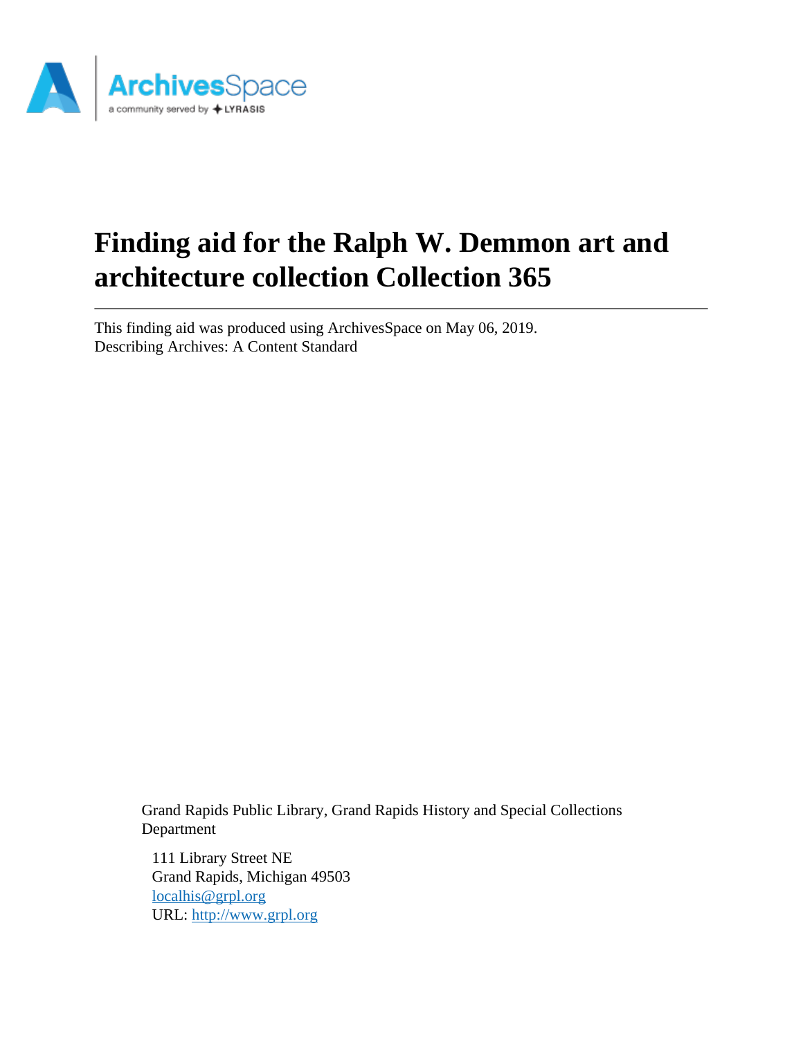# Finding aid for the Ralph W. Demmon art and architecture collection Collection 365

---

This finding aid was produced using ArchivesSpace on May 06, 2019.
Describing Archives: A Content Standard

Grand Rapids Public Library, Grand Rapids History and Special Collections Department

111 Library Street NE
Grand Rapids, Michigan 49503
localhis@grpl.org
URL: http://www.grpl.org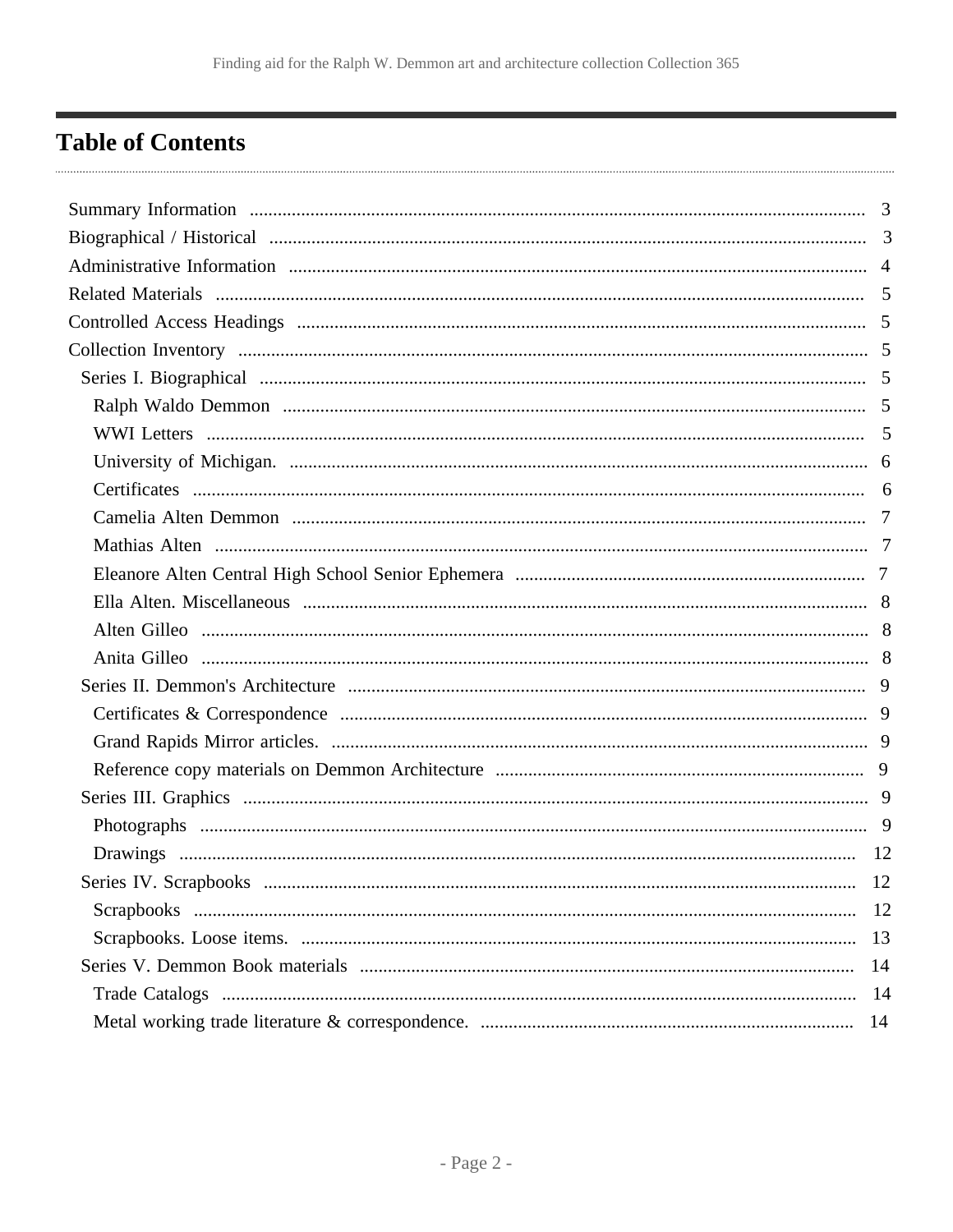# Table of Contents

- Summary Information ... 3
- Biographical / Historical ... 3
- Administrative Information ... 4
- Related Materials ... 5
- Controlled Access Headings ... 5
- Collection Inventory ... 5
  - Series I. Biographical ... 5
    - Ralph Waldo Demmon ... 5
    - WWI Letters ... 5
    - University of Michigan. ... 6
    - Certificates ... 6
    - Camelia Alten Demmon ... 7
    - Mathias Alten ... 7
    - Eleanore Alten Central High School Senior Ephemera ... 7
    - Ella Alten. Miscellaneous ... 8
    - Alten Gilleo ... 8
    - Anita Gilleo ... 8
  - Series II. Demmon's Architecture ... 9
    - Certificates & Correspondence ... 9
    - Grand Rapids Mirror articles. ... 9
    - Reference copy materials on Demmon Architecture ... 9
  - Series III. Graphics ... 9
    - Photographs ... 9
    - Drawings ... 12
  - Series IV. Scrapbooks ... 12
    - Scrapbooks ... 12
    - Scrapbooks. Loose items. ... 13
  - Series V. Demmon Book materials ... 14
    - Trade Catalogs ... 14
    - Metal working trade literature & correspondence. ... 14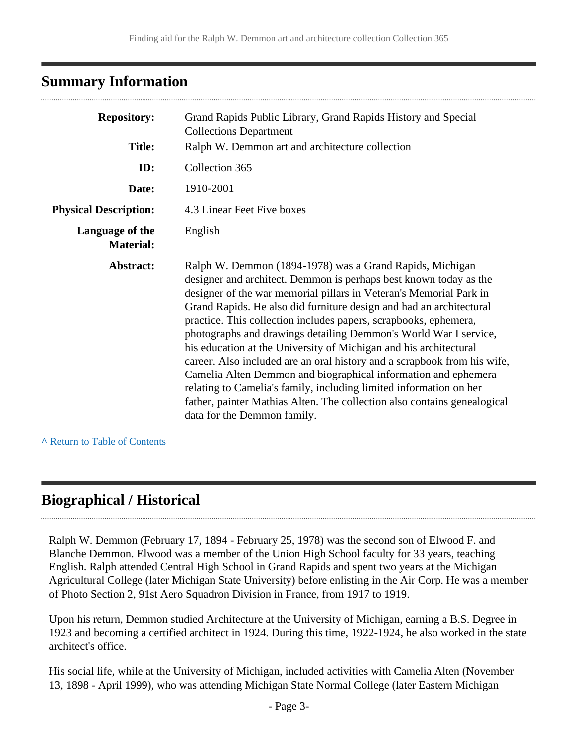## Summary Information

| | |
|---|---|
| **Repository:** | Grand Rapids Public Library, Grand Rapids History and Special Collections Department |
| **Title:** | Ralph W. Demmon art and architecture collection |
| **ID:** | Collection 365 |
| **Date:** | 1910-2001 |
| **Physical Description:** | 4.3 Linear Feet Five boxes |
| **Language of the Material:** | English |
| **Abstract:** | Ralph W. Demmon (1894-1978) was a Grand Rapids, Michigan designer and architect. Demmon is perhaps best known today as the designer of the war memorial pillars in Veteran's Memorial Park in Grand Rapids. He also did furniture design and had an architectural practice. This collection includes papers, scrapbooks, ephemera, photographs and drawings detailing Demmon's World War I service, his education at the University of Michigan and his architectural career. Also included are an oral history and a scrapbook from his wife, Camelia Alten Demmon and biographical information and ephemera relating to Camelia's family, including limited information on her father, painter Mathias Alten. The collection also contains genealogical data for the Demmon family. |

^ Return to Table of Contents

## Biographical / Historical

Ralph W. Demmon (February 17, 1894 - February 25, 1978) was the second son of Elwood F. and Blanche Demmon. Elwood was a member of the Union High School faculty for 33 years, teaching English. Ralph attended Central High School in Grand Rapids and spent two years at the Michigan Agricultural College (later Michigan State University) before enlisting in the Air Corp. He was a member of Photo Section 2, 91st Aero Squadron Division in France, from 1917 to 1919.

Upon his return, Demmon studied Architecture at the University of Michigan, earning a B.S. Degree in 1923 and becoming a certified architect in 1924. During this time, 1922-1924, he also worked in the state architect's office.

His social life, while at the University of Michigan, included activities with Camelia Alten (November 13, 1898 - April 1999), who was attending Michigan State Normal College (later Eastern Michigan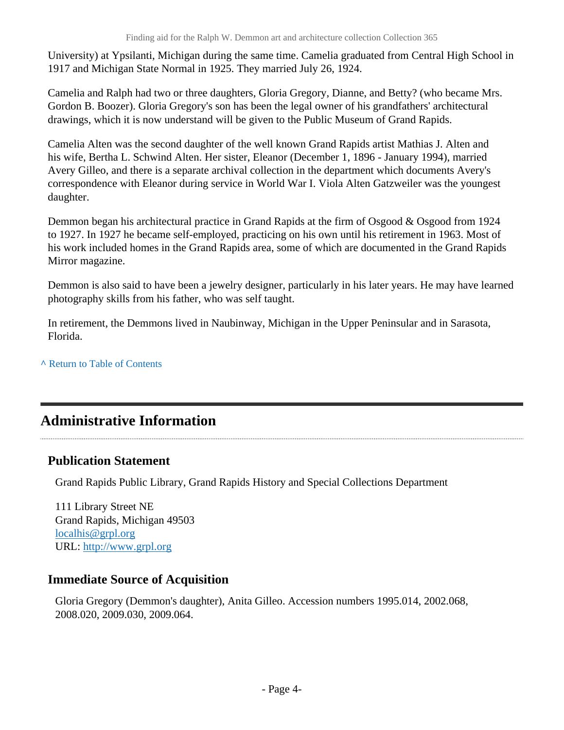University) at Ypsilanti, Michigan during the same time. Camelia graduated from Central High School in 1917 and Michigan State Normal in 1925. They married July 26, 1924.

Camelia and Ralph had two or three daughters, Gloria Gregory, Dianne, and Betty? (who became Mrs. Gordon B. Boozer). Gloria Gregory's son has been the legal owner of his grandfathers' architectural drawings, which it is now understand will be given to the Public Museum of Grand Rapids.

Camelia Alten was the second daughter of the well known Grand Rapids artist Mathias J. Alten and his wife, Bertha L. Schwind Alten. Her sister, Eleanor (December 1, 1896 - January 1994), married Avery Gilleo, and there is a separate archival collection in the department which documents Avery's correspondence with Eleanor during service in World War I. Viola Alten Gatzweiler was the youngest daughter.

Demmon began his architectural practice in Grand Rapids at the firm of Osgood & Osgood from 1924 to 1927. In 1927 he became self-employed, practicing on his own until his retirement in 1963. Most of his work included homes in the Grand Rapids area, some of which are documented in the Grand Rapids Mirror magazine.

Demmon is also said to have been a jewelry designer, particularly in his later years. He may have learned photography skills from his father, who was self taught.

In retirement, the Demmons lived in Naubinway, Michigan in the Upper Peninsular and in Sarasota, Florida.

^ Return to Table of Contents

## Administrative Information

### Publication Statement

Grand Rapids Public Library, Grand Rapids History and Special Collections Department

111 Library Street NE
Grand Rapids, Michigan 49503
localhis@grpl.org
URL: http://www.grpl.org

### Immediate Source of Acquisition

Gloria Gregory (Demmon's daughter), Anita Gilleo. Accession numbers 1995.014, 2002.068, 2008.020, 2009.030, 2009.064.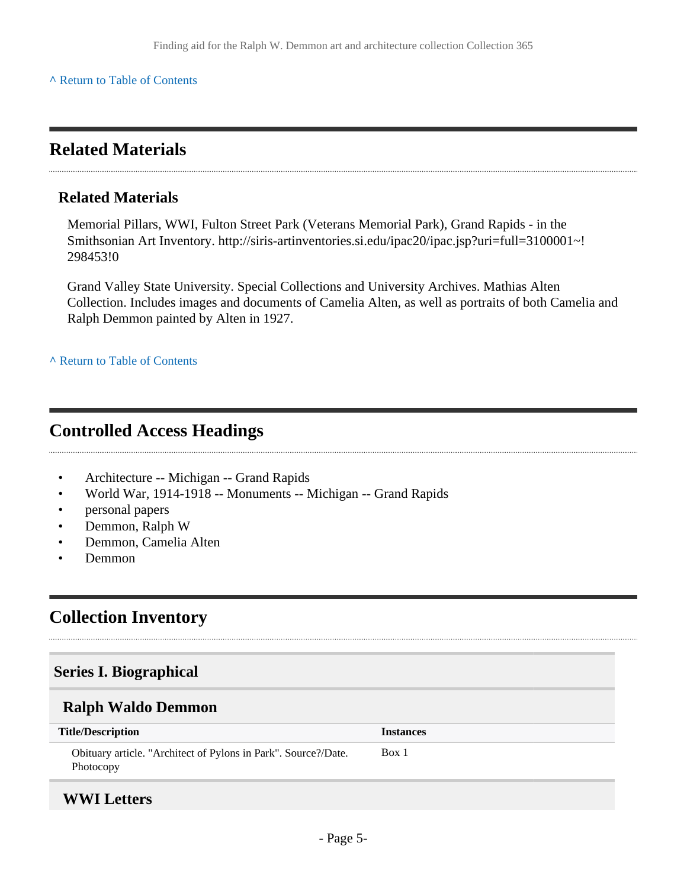^ Return to Table of Contents

## Related Materials

### Related Materials

Memorial Pillars, WWI, Fulton Street Park (Veterans Memorial Park), Grand Rapids - in the Smithsonian Art Inventory. http://siris-artinventories.si.edu/ipac20/ipac.jsp?uri=full=3100001~!298453!0

Grand Valley State University. Special Collections and University Archives. Mathias Alten Collection. Includes images and documents of Camelia Alten, as well as portraits of both Camelia and Ralph Demmon painted by Alten in 1927.

^ Return to Table of Contents

## Controlled Access Headings

- Architecture -- Michigan -- Grand Rapids
- World War, 1914-1918 -- Monuments -- Michigan -- Grand Rapids
- personal papers
- Demmon, Ralph W
- Demmon, Camelia Alten
- Demmon

## Collection Inventory

### Series I. Biographical

#### Ralph Waldo Demmon

| Title/Description | Instances |
|---|---|
| Obituary article. "Architect of Pylons in Park". Source?/Date. Photocopy | Box 1 |

#### WWI Letters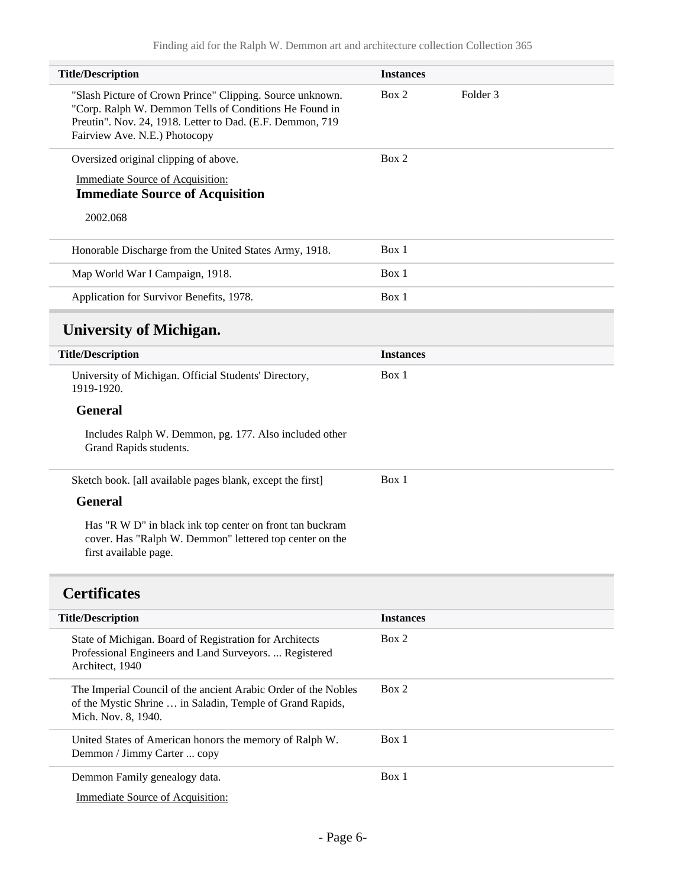| Title/Description | Instances | |
|---|---|---|
| "Slash Picture of Crown Prince" Clipping. Source unknown. "Corp. Ralph W. Demmon Tells of Conditions He Found in Preutin". Nov. 24, 1918. Letter to Dad. (E.F. Demmon, 719 Fairview Ave. N.E.) Photocopy | Box 2 | Folder 3 |
| Oversized original clipping of above. | Box 2 | |

Immediate Source of Acquisition:

**Immediate Source of Acquisition**

2002.068

| Title/Description | Instances |
|---|---|
| Honorable Discharge from the United States Army, 1918. | Box 1 |
| Map World War I Campaign, 1918. | Box 1 |
| Application for Survivor Benefits, 1978. | Box 1 |

## University of Michigan.

| Title/Description | Instances |
|---|---|
| University of Michigan. Official Students' Directory, 1919-1920. | Box 1 |

**General**

Includes Ralph W. Demmon, pg. 177. Also included other Grand Rapids students.

| Title/Description | Instances |
|---|---|
| Sketch book. [all available pages blank, except the first] | Box 1 |

**General**

Has "R W D" in black ink top center on front tan buckram cover. Has "Ralph W. Demmon" lettered top center on the first available page.

## Certificates

| Title/Description | Instances |
|---|---|
| State of Michigan. Board of Registration for Architects Professional Engineers and Land Surveyors. ... Registered Architect, 1940 | Box 2 |
| The Imperial Council of the ancient Arabic Order of the Nobles of the Mystic Shrine … in Saladin, Temple of Grand Rapids, Mich. Nov. 8, 1940. | Box 2 |
| United States of American honors the memory of Ralph W. Demmon / Jimmy Carter ... copy | Box 1 |
| Demmon Family genealogy data. | Box 1 |

Immediate Source of Acquisition: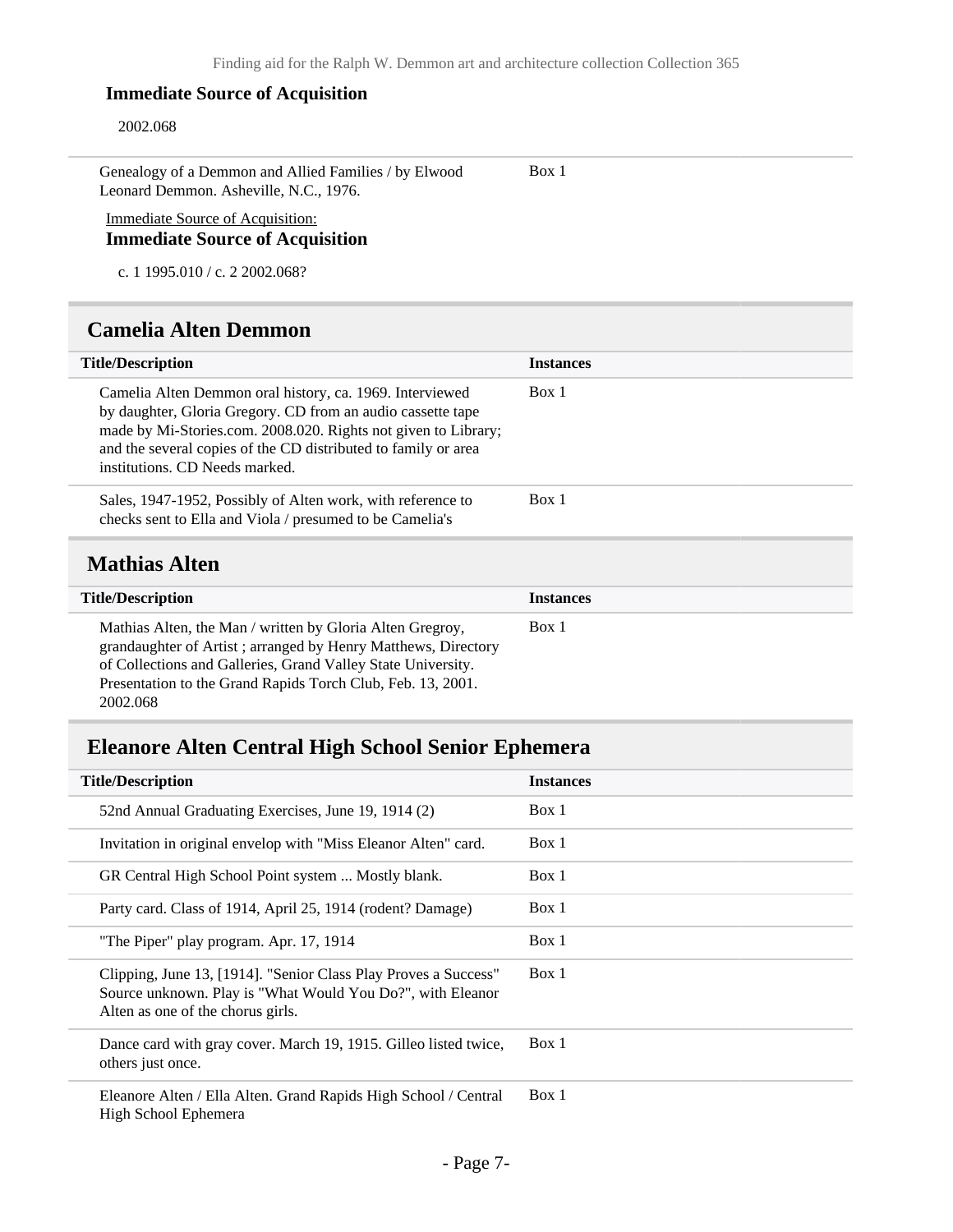#### Immediate Source of Acquisition

2002.068

| | |
|---|---|
| Genealogy of a Demmon and Allied Families / by Elwood Leonard Demmon. Asheville, N.C., 1976. | Box 1 |

Immediate Source of Acquisition:

#### Immediate Source of Acquisition

c. 1 1995.010 / c. 2 2002.068?

## Camelia Alten Demmon

| Title/Description | Instances |
|---|---|
| Camelia Alten Demmon oral history, ca. 1969. Interviewed by daughter, Gloria Gregory. CD from an audio cassette tape made by Mi-Stories.com. 2008.020. Rights not given to Library; and the several copies of the CD distributed to family or area institutions. CD Needs marked. | Box 1 |
| Sales, 1947-1952, Possibly of Alten work, with reference to checks sent to Ella and Viola / presumed to be Camelia's | Box 1 |

## Mathias Alten

| Title/Description | Instances |
|---|---|
| Mathias Alten, the Man / written by Gloria Alten Gregroy, grandaughter of Artist ; arranged by Henry Matthews, Directory of Collections and Galleries, Grand Valley State University. Presentation to the Grand Rapids Torch Club, Feb. 13, 2001. 2002.068 | Box 1 |

## Eleanore Alten Central High School Senior Ephemera

| Title/Description | Instances |
|---|---|
| 52nd Annual Graduating Exercises, June 19, 1914 (2) | Box 1 |
| Invitation in original envelop with "Miss Eleanor Alten" card. | Box 1 |
| GR Central High School Point system ... Mostly blank. | Box 1 |
| Party card. Class of 1914, April 25, 1914 (rodent? Damage) | Box 1 |
| "The Piper" play program. Apr. 17, 1914 | Box 1 |
| Clipping, June 13, [1914]. "Senior Class Play Proves a Success" Source unknown. Play is "What Would You Do?", with Eleanor Alten as one of the chorus girls. | Box 1 |
| Dance card with gray cover. March 19, 1915. Gilleo listed twice, others just once. | Box 1 |
| Eleanore Alten / Ella Alten. Grand Rapids High School / Central High School Ephemera | Box 1 |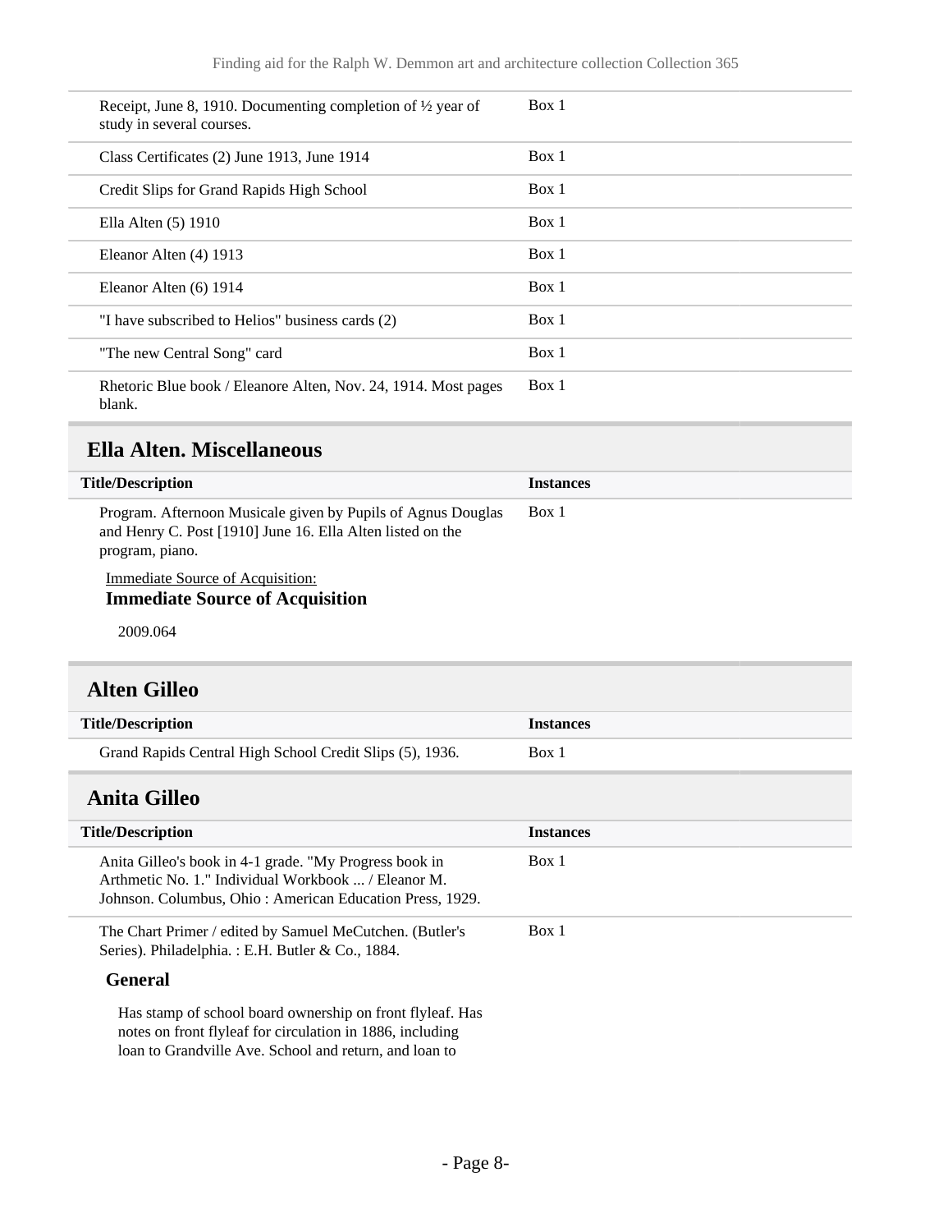| | |
|---|---|
| Receipt, June 8, 1910. Documenting completion of ½ year of study in several courses. | Box 1 |
| Class Certificates (2) June 1913, June 1914 | Box 1 |
| Credit Slips for Grand Rapids High School | Box 1 |
| Ella Alten (5) 1910 | Box 1 |
| Eleanor Alten (4) 1913 | Box 1 |
| Eleanor Alten (6) 1914 | Box 1 |
| "I have subscribed to Helios" business cards (2) | Box 1 |
| "The new Central Song" card | Box 1 |
| Rhetoric Blue book / Eleanore Alten, Nov. 24, 1914. Most pages blank. | Box 1 |

## Ella Alten. Miscellaneous

| Title/Description | Instances |
|---|---|
| Program. Afternoon Musicale given by Pupils of Agnus Douglas and Henry C. Post [1910] June 16. Ella Alten listed on the program, piano. | Box 1 |

Immediate Source of Acquisition:

**Immediate Source of Acquisition**

2009.064

## Alten Gilleo

| Title/Description | Instances |
|---|---|
| Grand Rapids Central High School Credit Slips (5), 1936. | Box 1 |

## Anita Gilleo

| Title/Description | Instances |
|---|---|
| Anita Gilleo's book in 4-1 grade. "My Progress book in Arthmetic No. 1." Individual Workbook ... / Eleanor M. Johnson. Columbus, Ohio : American Education Press, 1929. | Box 1 |
| The Chart Primer / edited by Samuel MeCutchen. (Butler's Series). Philadelphia. : E.H. Butler & Co., 1884. | Box 1 |

**General**

Has stamp of school board ownership on front flyleaf. Has notes on front flyleaf for circulation in 1886, including loan to Grandville Ave. School and return, and loan to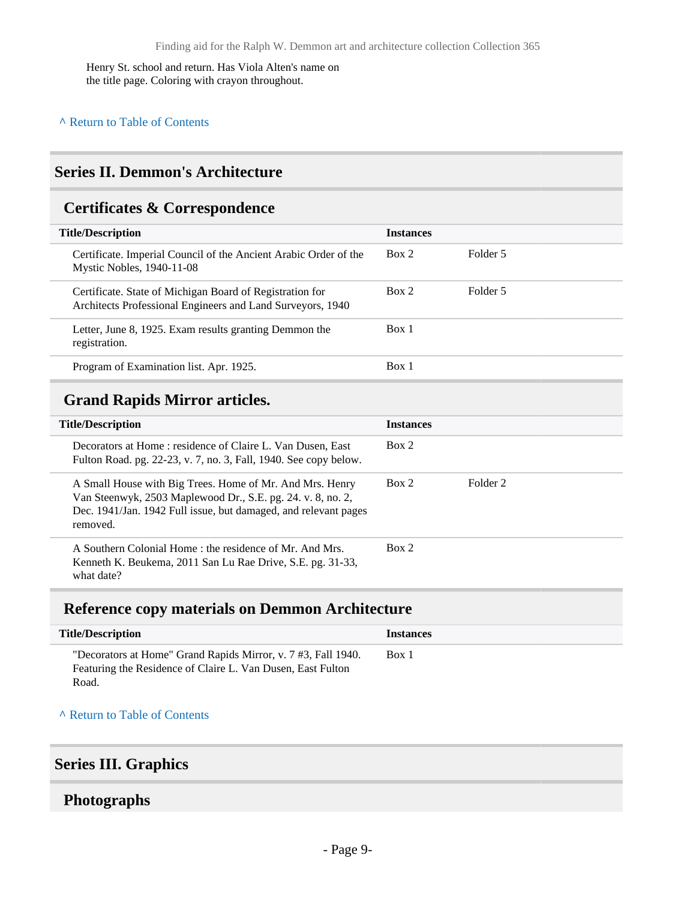Henry St. school and return. Has Viola Alten's name on the title page. Coloring with crayon throughout.

^ Return to Table of Contents

## Series II. Demmon's Architecture

### Certificates & Correspondence

| Title/Description | Instances | |
|---|---|---|
| Certificate. Imperial Council of the Ancient Arabic Order of the Mystic Nobles, 1940-11-08 | Box 2 | Folder 5 |
| Certificate. State of Michigan Board of Registration for Architects Professional Engineers and Land Surveyors, 1940 | Box 2 | Folder 5 |
| Letter, June 8, 1925. Exam results granting Demmon the registration. | Box 1 | |
| Program of Examination list. Apr. 1925. | Box 1 | |

### Grand Rapids Mirror articles.

| Title/Description | Instances | |
|---|---|---|
| Decorators at Home : residence of Claire L. Van Dusen, East Fulton Road. pg. 22-23, v. 7, no. 3, Fall, 1940. See copy below. | Box 2 | |
| A Small House with Big Trees. Home of Mr. And Mrs. Henry Van Steenwyk, 2503 Maplewood Dr., S.E. pg. 24. v. 8, no. 2, Dec. 1941/Jan. 1942 Full issue, but damaged, and relevant pages removed. | Box 2 | Folder 2 |
| A Southern Colonial Home : the residence of Mr. And Mrs. Kenneth K. Beukema, 2011 San Lu Rae Drive, S.E. pg. 31-33, what date? | Box 2 | |

### Reference copy materials on Demmon Architecture

| Title/Description | Instances |
|---|---|
| "Decorators at Home" Grand Rapids Mirror, v. 7 #3, Fall 1940. Featuring the Residence of Claire L. Van Dusen, East Fulton Road. | Box 1 |

^ Return to Table of Contents

## Series III. Graphics

### Photographs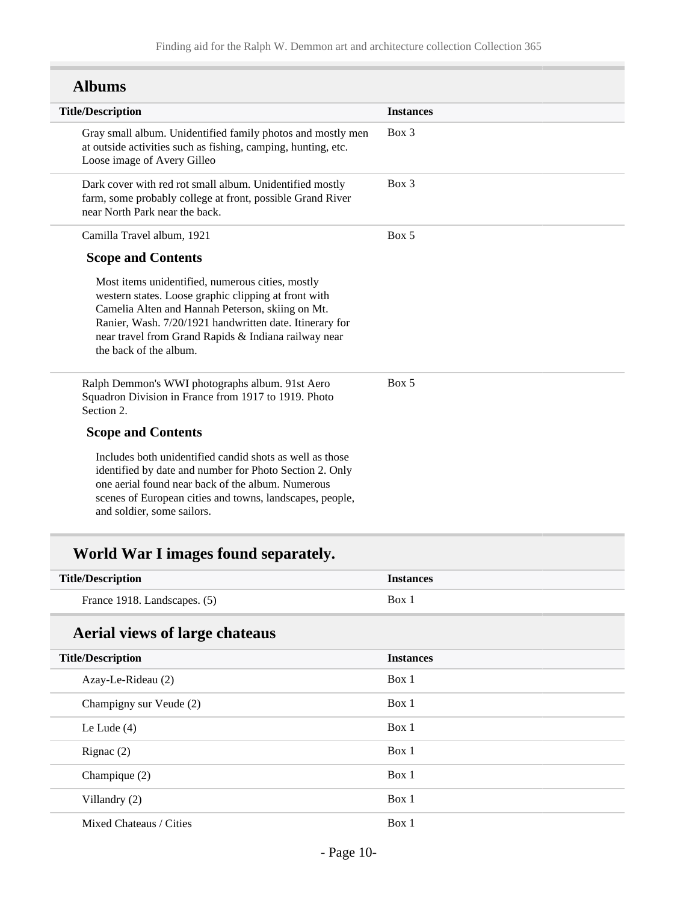## Albums

| Title/Description | Instances |
| --- | --- |
| Gray small album. Unidentified family photos and mostly men at outside activities such as fishing, camping, hunting, etc. Loose image of Avery Gilleo | Box 3 |
| Dark cover with red rot small album. Unidentified mostly farm, some probably college at front, possible Grand River near North Park near the back. | Box 3 |
| Camilla Travel album, 1921 | Box 5 |

#### Scope and Contents

Most items unidentified, numerous cities, mostly western states. Loose graphic clipping at front with Camelia Alten and Hannah Peterson, skiing on Mt. Ranier, Wash. 7/20/1921 handwritten date. Itinerary for near travel from Grand Rapids & Indiana railway near the back of the album.

| Title/Description | Instances |
| --- | --- |
| Ralph Demmon's WWI photographs album. 91st Aero Squadron Division in France from 1917 to 1919. Photo Section 2. | Box 5 |

#### Scope and Contents

Includes both unidentified candid shots as well as those identified by date and number for Photo Section 2. Only one aerial found near back of the album. Numerous scenes of European cities and towns, landscapes, people, and soldier, some sailors.

## World War I images found separately.

| Title/Description | Instances |
| --- | --- |
| France 1918. Landscapes. (5) | Box 1 |

## Aerial views of large chateaus

| Title/Description | Instances |
| --- | --- |
| Azay-Le-Rideau (2) | Box 1 |
| Champigny sur Veude (2) | Box 1 |
| Le Lude (4) | Box 1 |
| Rignac (2) | Box 1 |
| Champique (2) | Box 1 |
| Villandry (2) | Box 1 |
| Mixed Chateaus / Cities | Box 1 |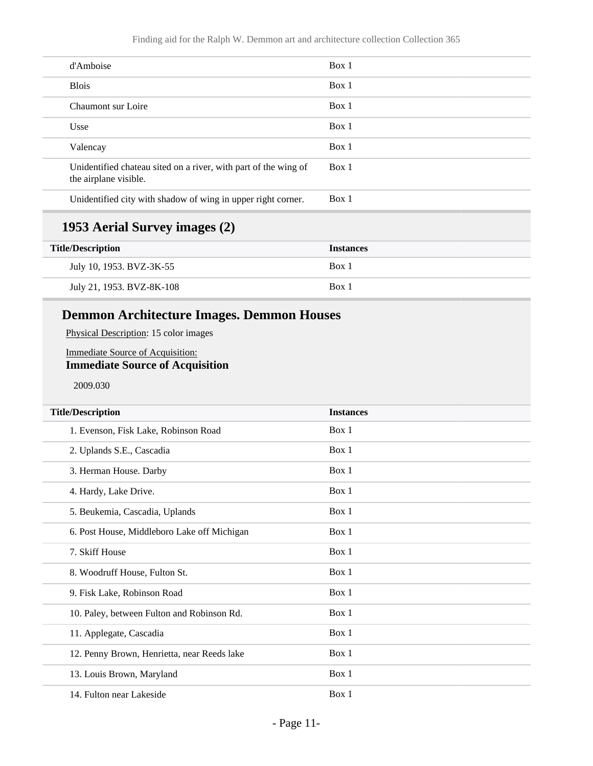| | |
|---|---|
| d'Amboise | Box 1 |
| Blois | Box 1 |
| Chaumont sur Loire | Box 1 |
| Usse | Box 1 |
| Valencay | Box 1 |
| Unidentified chateau sited on a river, with part of the wing of the airplane visible. | Box 1 |
| Unidentified city with shadow of wing in upper right corner. | Box 1 |

## 1953 Aerial Survey images (2)

| Title/Description | Instances |
|---|---|
| July 10, 1953. BVZ-3K-55 | Box 1 |
| July 21, 1953. BVZ-8K-108 | Box 1 |

## Demmon Architecture Images. Demmon Houses

Physical Description: 15 color images

Immediate Source of Acquisition:
**Immediate Source of Acquisition**

2009.030

| Title/Description | Instances |
|---|---|
| 1. Evenson, Fisk Lake, Robinson Road | Box 1 |
| 2. Uplands S.E., Cascadia | Box 1 |
| 3. Herman House. Darby | Box 1 |
| 4. Hardy, Lake Drive. | Box 1 |
| 5. Beukemia, Cascadia, Uplands | Box 1 |
| 6. Post House, Middleboro Lake off Michigan | Box 1 |
| 7. Skiff House | Box 1 |
| 8. Woodruff House, Fulton St. | Box 1 |
| 9. Fisk Lake, Robinson Road | Box 1 |
| 10. Paley, between Fulton and Robinson Rd. | Box 1 |
| 11. Applegate, Cascadia | Box 1 |
| 12. Penny Brown, Henrietta, near Reeds lake | Box 1 |
| 13. Louis Brown, Maryland | Box 1 |
| 14. Fulton near Lakeside | Box 1 |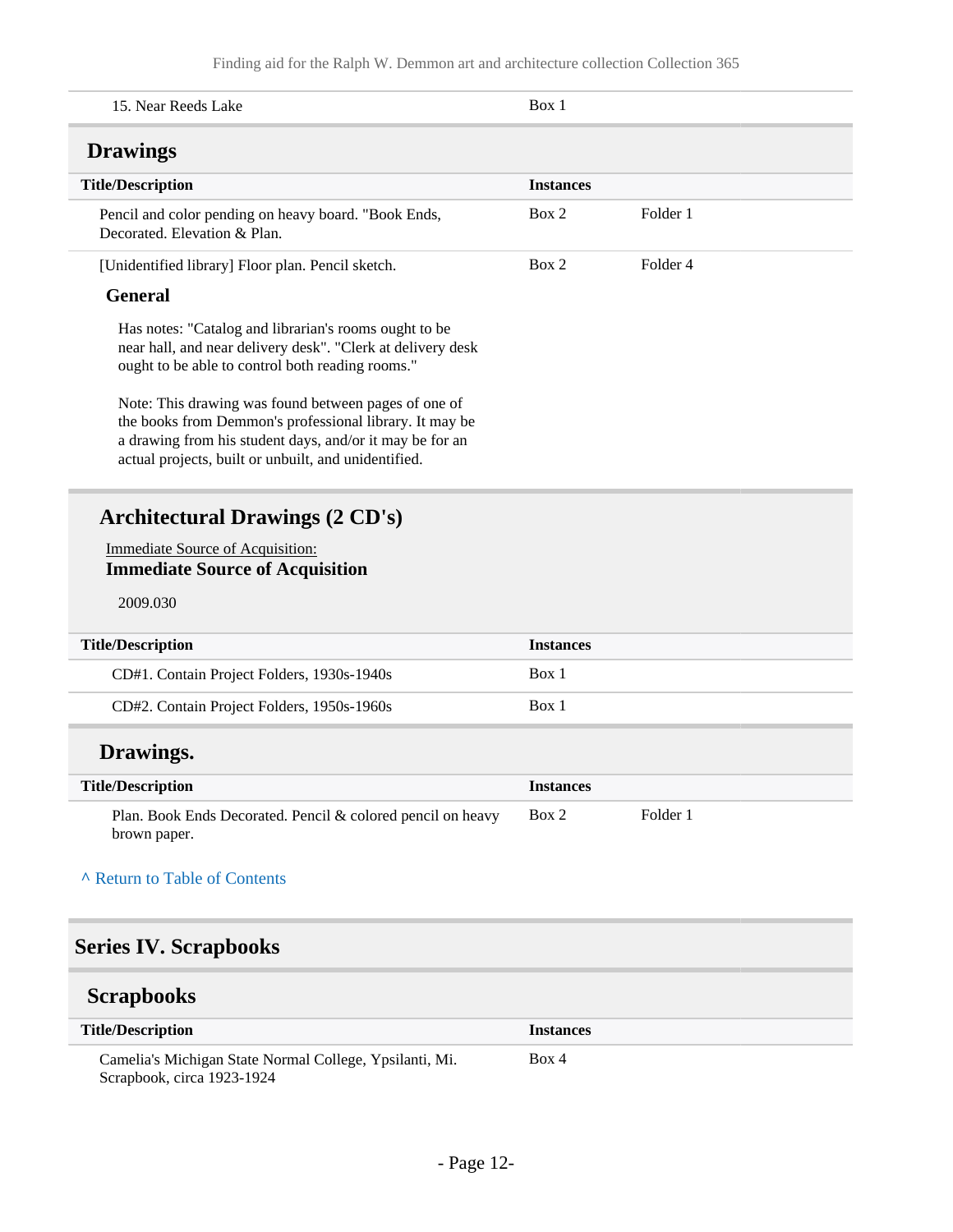| | | |
|---|---|---|
| 15. Near Reeds Lake | Box 1 | |

## Drawings

| Title/Description | Instances | |
|---|---|---|
| Pencil and color pending on heavy board. "Book Ends, Decorated. Elevation & Plan. | Box 2 | Folder 1 |
| [Unidentified library] Floor plan. Pencil sketch. | Box 2 | Folder 4 |

### General

Has notes: "Catalog and librarian's rooms ought to be near hall, and near delivery desk". "Clerk at delivery desk ought to be able to control both reading rooms."

Note: This drawing was found between pages of one of the books from Demmon's professional library. It may be a drawing from his student days, and/or it may be for an actual projects, built or unbuilt, and unidentified.

## Architectural Drawings (2 CD's)

Immediate Source of Acquisition:

### Immediate Source of Acquisition

2009.030

| Title/Description | Instances |
|---|---|
| CD#1. Contain Project Folders, 1930s-1940s | Box 1 |
| CD#2. Contain Project Folders, 1950s-1960s | Box 1 |

## Drawings.

| Title/Description | Instances | |
|---|---|---|
| Plan. Book Ends Decorated. Pencil & colored pencil on heavy brown paper. | Box 2 | Folder 1 |

^ Return to Table of Contents

# Series IV. Scrapbooks

## Scrapbooks

| Title/Description | Instances |
|---|---|
| Camelia's Michigan State Normal College, Ypsilanti, Mi. Scrapbook, circa 1923-1924 | Box 4 |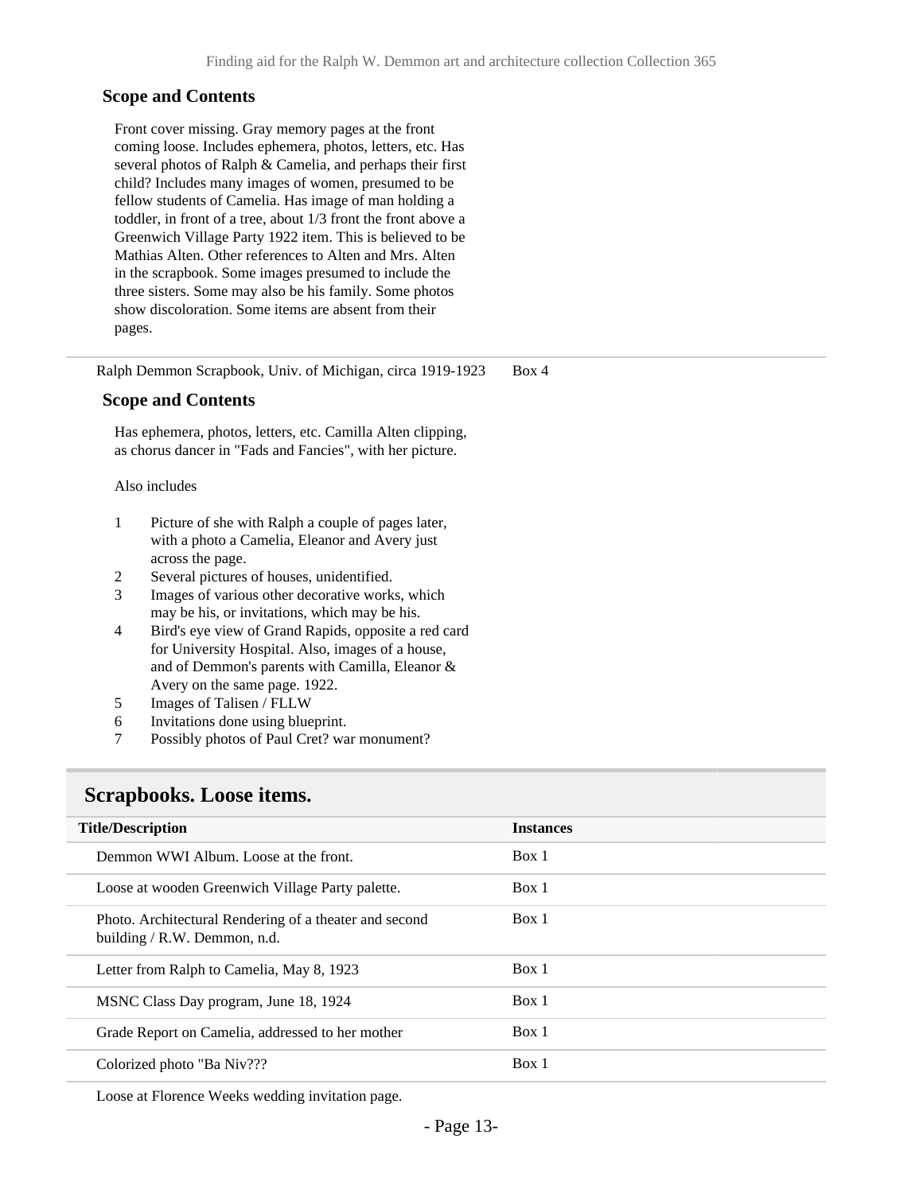### Scope and Contents

Front cover missing. Gray memory pages at the front coming loose. Includes ephemera, photos, letters, etc. Has several photos of Ralph & Camelia, and perhaps their first child? Includes many images of women, presumed to be fellow students of Camelia. Has image of man holding a toddler, in front of a tree, about 1/3 front the front above a Greenwich Village Party 1922 item. This is believed to be Mathias Alten. Other references to Alten and Mrs. Alten in the scrapbook. Some images presumed to include the three sisters. Some may also be his family. Some photos show discoloration. Some items are absent from their pages.

| | |
|---|---|
| Ralph Demmon Scrapbook, Univ. of Michigan, circa 1919-1923 | Box 4 |

### Scope and Contents

Has ephemera, photos, letters, etc. Camilla Alten clipping, as chorus dancer in "Fads and Fancies", with her picture.

Also includes

1. Picture of she with Ralph a couple of pages later, with a photo a Camelia, Eleanor and Avery just across the page.
2. Several pictures of houses, unidentified.
3. Images of various other decorative works, which may be his, or invitations, which may be his.
4. Bird's eye view of Grand Rapids, opposite a red card for University Hospital. Also, images of a house, and of Demmon's parents with Camilla, Eleanor & Avery on the same page. 1922.
5. Images of Talisen / FLLW
6. Invitations done using blueprint.
7. Possibly photos of Paul Cret? war monument?

## Scrapbooks. Loose items.

| Title/Description | Instances |
|---|---|
| Demmon WWI Album. Loose at the front. | Box 1 |
| Loose at wooden Greenwich Village Party palette. | Box 1 |
| Photo. Architectural Rendering of a theater and second building / R.W. Demmon, n.d. | Box 1 |
| Letter from Ralph to Camelia, May 8, 1923 | Box 1 |
| MSNC Class Day program, June 18, 1924 | Box 1 |
| Grade Report on Camelia, addressed to her mother | Box 1 |
| Colorized photo "Ba Niv??? | Box 1 |

Loose at Florence Weeks wedding invitation page.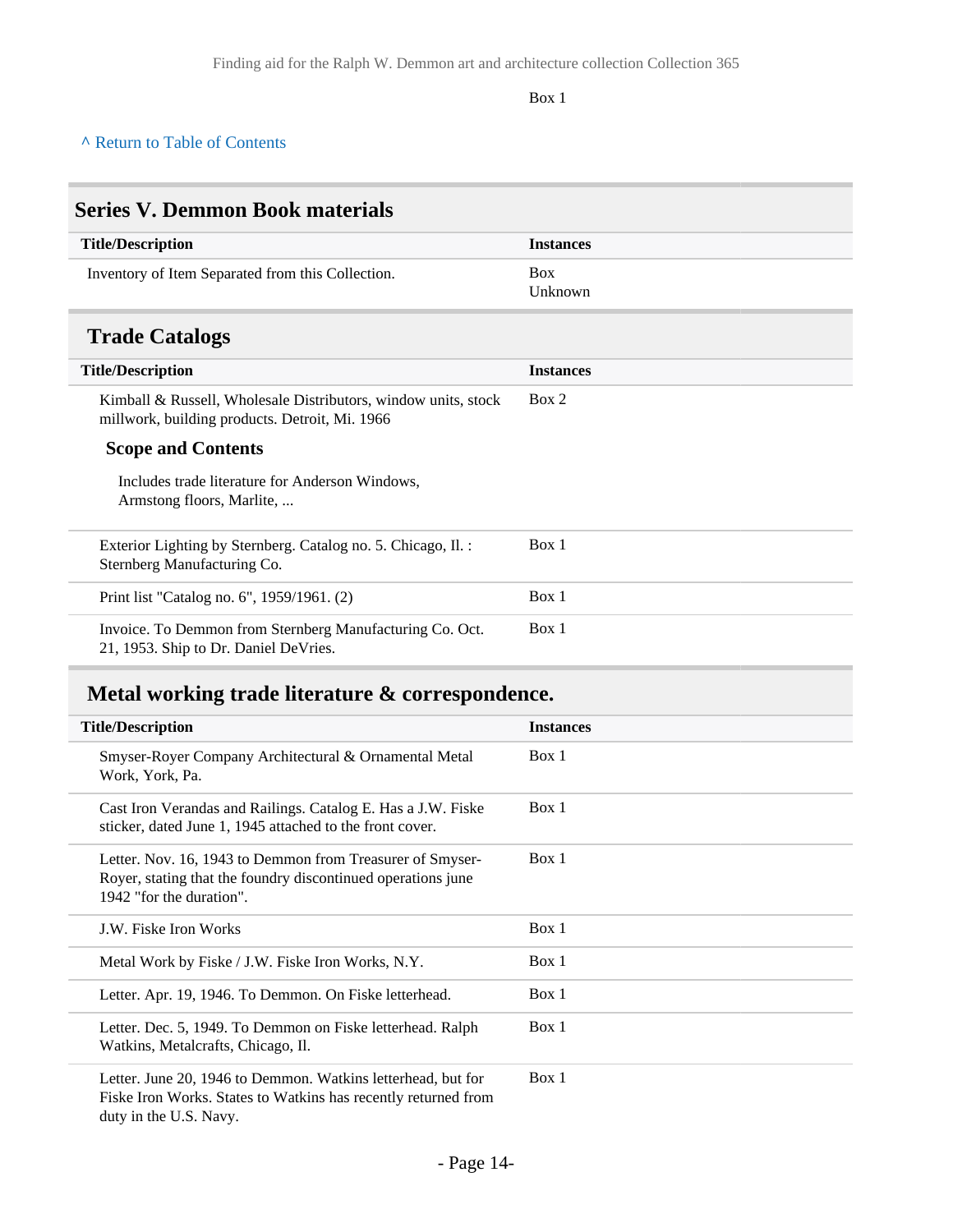Box 1

^ Return to Table of Contents

## Series V. Demmon Book materials

| Title/Description | Instances |
|---|---|
| Inventory of Item Separated from this Collection. | Box Unknown |

### Trade Catalogs

| Title/Description | Instances |
|---|---|
| Kimball & Russell, Wholesale Distributors, window units, stock millwork, building products. Detroit, Mi. 1966<br><br>**Scope and Contents**<br><br>Includes trade literature for Anderson Windows, Armstong floors, Marlite, ... | Box 2 |
| Exterior Lighting by Sternberg. Catalog no. 5. Chicago, Il. : Sternberg Manufacturing Co. | Box 1 |
| Print list "Catalog no. 6", 1959/1961. (2) | Box 1 |
| Invoice. To Demmon from Sternberg Manufacturing Co. Oct. 21, 1953. Ship to Dr. Daniel DeVries. | Box 1 |

### Metal working trade literature & correspondence.

| Title/Description | Instances |
|---|---|
| Smyser-Royer Company Architectural & Ornamental Metal Work, York, Pa. | Box 1 |
| Cast Iron Verandas and Railings. Catalog E. Has a J.W. Fiske sticker, dated June 1, 1945 attached to the front cover. | Box 1 |
| Letter. Nov. 16, 1943 to Demmon from Treasurer of Smyser-Royer, stating that the foundry discontinued operations june 1942 "for the duration". | Box 1 |
| J.W. Fiske Iron Works | Box 1 |
| Metal Work by Fiske / J.W. Fiske Iron Works, N.Y. | Box 1 |
| Letter. Apr. 19, 1946. To Demmon. On Fiske letterhead. | Box 1 |
| Letter. Dec. 5, 1949. To Demmon on Fiske letterhead. Ralph Watkins, Metalcrafts, Chicago, Il. | Box 1 |
| Letter. June 20, 1946 to Demmon. Watkins letterhead, but for Fiske Iron Works. States to Watkins has recently returned from duty in the U.S. Navy. | Box 1 |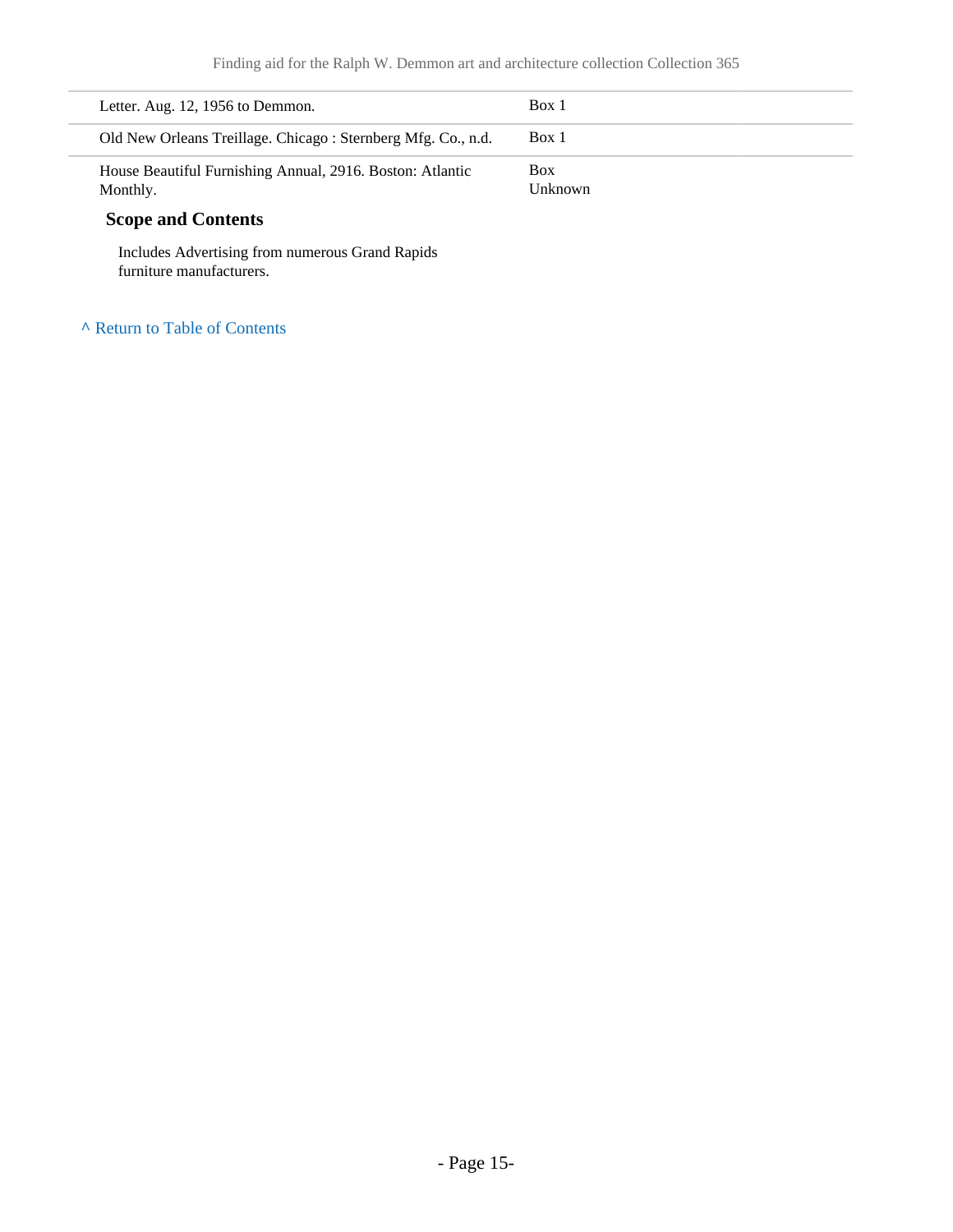| | |
|---|---|
| Letter. Aug. 12, 1956 to Demmon. | Box 1 |
| Old New Orleans Treillage. Chicago : Sternberg Mfg. Co., n.d. | Box 1 |
| House Beautiful Furnishing Annual, 2916. Boston: Atlantic Monthly. | Box Unknown |

### Scope and Contents

Includes Advertising from numerous Grand Rapids furniture manufacturers.

^ Return to Table of Contents